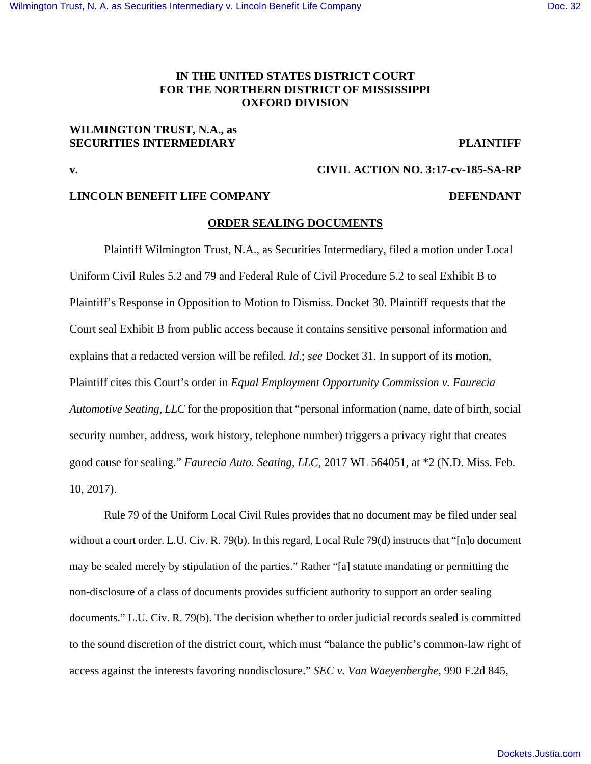**IN THE UNITED STATES DISTRICT COURT**
**FOR THE NORTHERN DISTRICT OF MISSISSIPPI**
**OXFORD DIVISION**

**WILMINGTON TRUST, N.A., as SECURITIES INTERMEDIARY** — **PLAINTIFF**

**v.** — **CIVIL ACTION NO. 3:17-cv-185-SA-RP**

**LINCOLN BENEFIT LIFE COMPANY** — **DEFENDANT**

**ORDER SEALING DOCUMENTS**

Plaintiff Wilmington Trust, N.A., as Securities Intermediary, filed a motion under Local Uniform Civil Rules 5.2 and 79 and Federal Rule of Civil Procedure 5.2 to seal Exhibit B to Plaintiff's Response in Opposition to Motion to Dismiss. Docket 30. Plaintiff requests that the Court seal Exhibit B from public access because it contains sensitive personal information and explains that a redacted version will be refiled. *Id.*; *see* Docket 31. In support of its motion, Plaintiff cites this Court's order in *Equal Employment Opportunity Commission v. Faurecia Automotive Seating, LLC* for the proposition that "personal information (name, date of birth, social security number, address, work history, telephone number) triggers a privacy right that creates good cause for sealing." *Faurecia Auto. Seating, LLC*, 2017 WL 564051, at *2 (N.D. Miss. Feb. 10, 2017).

Rule 79 of the Uniform Local Civil Rules provides that no document may be filed under seal without a court order. L.U. Civ. R. 79(b). In this regard, Local Rule 79(d) instructs that "[n]o document may be sealed merely by stipulation of the parties." Rather "[a] statute mandating or permitting the non-disclosure of a class of documents provides sufficient authority to support an order sealing documents." L.U. Civ. R. 79(b). The decision whether to order judicial records sealed is committed to the sound discretion of the district court, which must "balance the public's common-law right of access against the interests favoring nondisclosure." *SEC v. Van Waeyenberghe*, 990 F.2d 845,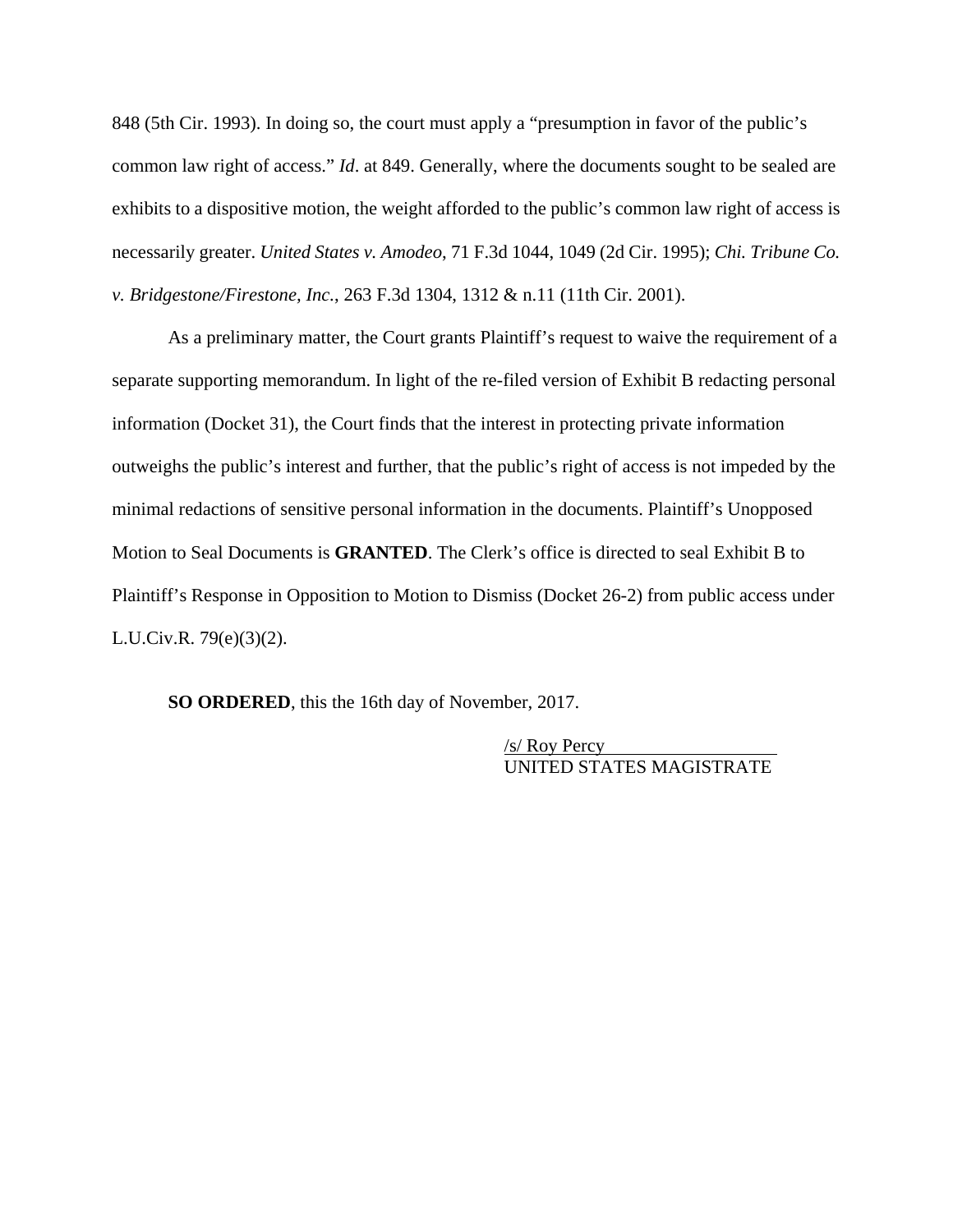848 (5th Cir. 1993). In doing so, the court must apply a "presumption in favor of the public's common law right of access." *Id*. at 849. Generally, where the documents sought to be sealed are exhibits to a dispositive motion, the weight afforded to the public's common law right of access is necessarily greater. *United States v. Amodeo*, 71 F.3d 1044, 1049 (2d Cir. 1995); *Chi. Tribune Co. v. Bridgestone/Firestone, Inc.*, 263 F.3d 1304, 1312 & n.11 (11th Cir. 2001).

As a preliminary matter, the Court grants Plaintiff's request to waive the requirement of a separate supporting memorandum. In light of the re-filed version of Exhibit B redacting personal information (Docket 31), the Court finds that the interest in protecting private information outweighs the public's interest and further, that the public's right of access is not impeded by the minimal redactions of sensitive personal information in the documents. Plaintiff's Unopposed Motion to Seal Documents is **GRANTED**. The Clerk's office is directed to seal Exhibit B to Plaintiff's Response in Opposition to Motion to Dismiss (Docket 26-2) from public access under L.U.Civ.R. 79(e)(3)(2).

**SO ORDERED**, this the 16th day of November, 2017.

/s/ Roy Percy
UNITED STATES MAGISTRATE